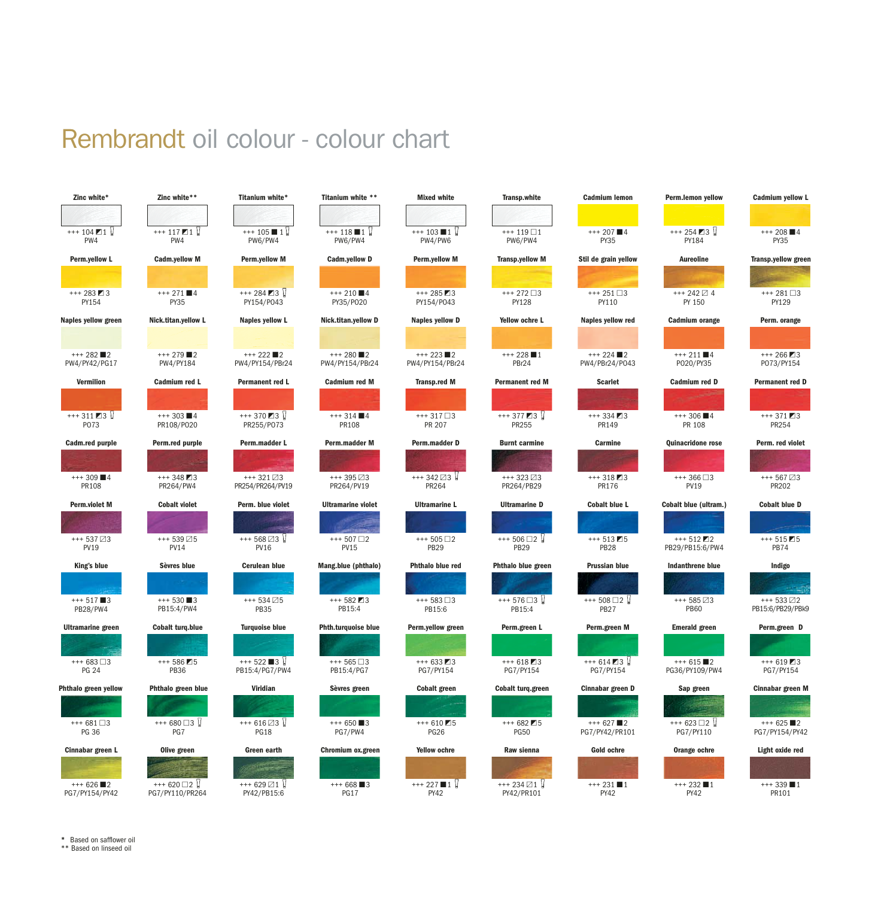# Rembrandt oil colour - colour chart

| | | | | | | | | |
|---|---|---|---|---|---|---|---|---|
| **Zinc white*** | **Zinc white**** | **Titanium white*** | **Titanium white **** | **Mixed white** | **Transp.white** | **Cadmium lemon** | **Perm.lemon yellow** | **Cadmium yellow L** |
| +++ 104 ◪1 | +++ 117 ◪1 | +++ 105 ■ 1 | +++ 118 ■1 | +++ 103 ■1 | +++ 119 □1 | +++ 207 ■4 | +++ 254 ◪3 | +++ 208 ■4 |
| PW4 | PW4 | PW6/PW4 | PW6/PW4 | PW4/PW6 | PW6/PW4 | PY35 | PY184 | PY35 |
| **Perm.yellow L** | **Cadm.yellow M** | **Perm.yellow M** | **Cadm.yellow D** | **Perm.yellow M** | **Transp.yellow M** | **Stil de grain yellow** | **Aureoline** | **Transp.yellow green** |
| +++ 283 ◪3 | +++ 271 ■4 | +++ 284 ◪3 | +++ 210 ■4 | +++ 285 ◪3 | +++ 272 □3 | +++ 251 □3 | +++ 242 ◩ 4 | +++ 281 □3 |
| PY154 | PY35 | PY154/PO43 | PY35/PO20 | PY154/PO43 | PY128 | PY110 | PY 150 | PY129 |
| **Naples yellow green** | **Nick.titan.yellow L** | **Naples yellow L** | **Nick.titan.yellow D** | **Naples yellow D** | **Yellow ochre L** | **Naples yellow red** | **Cadmium orange** | **Perm. orange** |
| +++ 282 ■2 | +++ 279 ■2 | +++ 222 ■2 | +++ 280 ■2 | +++ 223 ■2 | +++ 228 ■1 | +++ 224 ■2 | +++ 211 ■4 | +++ 266 ◪3 |
| PW4/PY42/PG17 | PW4/PY184 | PW4/PY154/PBr24 | PW4/PY154/PBr24 | PW4/PY154/PBr24 | PBr24 | PW4/PBr24/PO43 | PO20/PY35 | PO73/PY154 |
| **Vermilion** | **Cadmium red L** | **Permanent red L** | **Cadmium red M** | **Transp.red M** | **Permanent red M** | **Scarlet** | **Cadmium red D** | **Permanent red D** |
| +++ 311 ◪3 | +++ 303 ■4 | +++ 370 ◪3 | +++ 314 ■4 | +++ 317 □3 | +++ 377 ◪3 | +++ 334 ◪3 | +++ 306 ■4 | +++ 371 ◪3 |
| PO73 | PR108/PO20 | PR255/PO73 | PR108 | PR 207 | PR255 | PR149 | PR 108 | PR254 |
| **Cadm.red purple** | **Perm.red purple** | **Perm.madder L** | **Perm.madder M** | **Perm.madder D** | **Burnt carmine** | **Carmine** | **Quinacridone rose** | **Perm. red violet** |
| +++ 309 ■4 | +++ 348 ◪3 | +++ 321 ◩3 | +++ 395 ◩3 | +++ 342 ◩3 | +++ 323 ◩3 | +++ 318 ◪3 | +++ 366 □3 | +++ 567 ◩3 |
| PR108 | PR264/PW4 | PR254/PR264/PV19 | PR264/PV19 | PR264 | PR264/PB29 | PR176 | PV19 | PR202 |
| **Perm.violet M** | **Cobalt violet** | **Perm. blue violet** | **Ultramarine violet** | **Ultramarine L** | **Ultramarine D** | **Cobalt blue L** | **Cobalt blue (ultram.)** | **Cobalt blue D** |
| +++ 537 ◩3 | +++ 539 ◩5 | +++ 568 ◩3 | +++ 507 □2 | +++ 505 □2 | +++ 506 □2 | +++ 513 ◪5 | +++ 512 ◪2 | +++ 515 ◪5 |
| PV19 | PV14 | PV16 | PV15 | PB29 | PB29 | PB28 | PB29/PB15:6/PW4 | PB74 |
| **King's blue** | **Sèvres blue** | **Cerulean blue** | **Mang.blue (phthalo)** | **Phthalo blue red** | **Phthalo blue green** | **Prussian blue** | **Indanthrene blue** | **Indigo** |
| +++ 517 ■3 | +++ 530 ■3 | +++ 534 ◩5 | +++ 582 ◪3 | +++ 583 □3 | +++ 576 □3 | +++ 508 □2 | +++ 585 ◩3 | +++ 533 ◩2 |
| PB28/PW4 | PB15:4/PW4 | PB35 | PB15:4 | PB15:6 | PB15:4 | PB27 | PB60 | PB15:6/PB29/PBk9 |
| **Ultramarine green** | **Cobalt turq.blue** | **Turquoise blue** | **Phth.turquoise blue** | **Perm.yellow green** | **Perm.green L** | **Perm.green M** | **Emerald green** | **Perm.green D** |
| +++ 683 □3 | +++ 586 ◪5 | +++ 522 ■3 | +++ 565 □3 | +++ 633 ◪3 | +++ 618 ◪3 | +++ 614 ◪3 | +++ 615 ■2 | +++ 619 ◪3 |
| PG 24 | PB36 | PB15:4/PG7/PW4 | PB15:4/PG7 | PG7/PY154 | PG7/PY154 | PG7/PY154 | PG36/PY109/PW4 | PG7/PY154 |
| **Phthalo green yellow** | **Phthalo green blue** | **Viridian** | **Sèvres green** | **Cobalt green** | **Cobalt turq.green** | **Cinnabar green D** | **Sap green** | **Cinnabar green M** |
| +++ 681 □3 | +++ 680 □3 | +++ 616 ◩3 | +++ 650 ■3 | +++ 610 ◪5 | +++ 682 ◪5 | +++ 627 ■2 | +++ 623 □2 | +++ 625 ■2 |
| PG 36 | PG7 | PG18 | PG7/PW4 | PG26 | PG50 | PG7/PY42/PR101 | PG7/PY110 | PG7/PY154/PY42 |
| **Cinnabar green L** | **Olive green** | **Green earth** | **Chromium ox.green** | **Yellow ochre** | **Raw sienna** | **Gold ochre** | **Orange ochre** | **Light oxide red** |
| +++ 626 ■2 | +++ 620 □2 | +++ 629 ◩1 | +++ 668 ■3 | +++ 227 ■1 | +++ 234 ◩1 | +++ 231 ■1 | +++ 232 ■1 | +++ 339 ■1 |
| PG7/PY154/PY42 | PG7/PY110/PR264 | PY42/PB15:6 | PG17 | PY42 | PY42/PR101 | PY42 | PY42 | PR101 |

\* Based on safflower oil

\*\* Based on linseed oil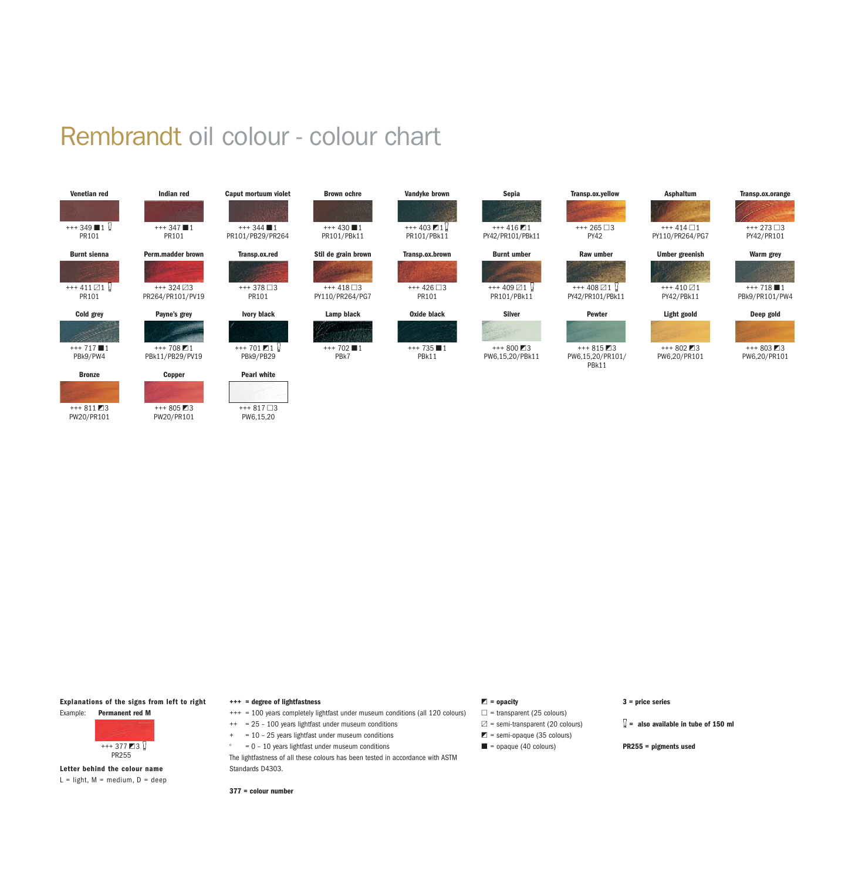# Rembrandt oil colour - colour chart

| Venetian red | Indian red | Caput mortuum violet | Brown ochre | Vandyke brown | Sepia | Transp.ox.yellow | Asphaltum | Transp.ox.orange |
|---|---|---|---|---|---|---|---|---|
| +++ 349 ■1 ▯ | +++ 347 ■1 | +++ 344 ■1 | +++ 430 ■1 | +++ 403 ◩1 ▯ | +++ 416 ◩1 | +++ 265 ☐3 | +++ 414 ☐1 | +++ 273 ☐3 |
| PR101 | PR101 | PR101/PB29/PR264 | PR101/PBk11 | PR101/PBk11 | PY42/PR101/PBk11 | PY42 | PY110/PR264/PG7 | PY42/PR101 |

| Burnt sienna | Perm.madder brown | Transp.ox.red | Stil de grain brown | Transp.ox.brown | Burnt umber | Raw umber | Umber greenish | Warm grey |
|---|---|---|---|---|---|---|---|---|
| +++ 411 ◪1 ▯ | +++ 324 ◪3 | +++ 378 ☐3 | +++ 418 ☐3 | +++ 426 ☐3 | +++ 409 ◪1 ▯ | +++ 408 ◪1 ▯ | +++ 410 ◪1 | +++ 718 ■1 |
| PR101 | PR264/PR101/PV19 | PR101 | PY110/PR264/PG7 | PR101 | PR101/PBk11 | PY42/PR101/PBk11 | PY42/PBk11 | PBk9/PR101/PW4 |

| Cold grey | Payne's grey | Ivory black | Lamp black | Oxide black | Silver | Pewter | Light goold | Deep gold |
|---|---|---|---|---|---|---|---|---|
| +++ 717 ■1 | +++ 708 ◩1 | +++ 701 ◩1 ▯ | +++ 702 ■1 | +++ 735 ■1 | +++ 800 ◩3 | +++ 815 ◩3 | +++ 802 ◩3 | +++ 803 ◩3 |
| PBk9/PW4 | PBk11/PB29/PV19 | PBk9/PB29 | PBk7 | PBk11 | PW6,15,20/PBk11 | PW6,15,20/PR101/ PBk11 | PW6,20/PR101 | PW6,20/PR101 |

| Bronze | Copper | Pearl white |
|---|---|---|
| +++ 811 ◩3 | +++ 805 ◩3 | +++ 817 ☐3 |
| PW20/PR101 | PW20/PR101 | PW6,15,20 |

**Explanations of the signs from left to right**

Example: **Permanent red M**

+++ 377 ◩3 ▯
PR255

**Letter behind the colour name**

L = light, M = medium, D = deep

**+++ = degree of lightfastness**

+++ = 100 years completely lightfast under museum conditions (all 120 colours)
++ = 25 – 100 years lightfast under museum conditions
+ = 10 – 25 years lightfast under museum conditions
° = 0 – 10 years lightfast under museum conditions

The lightfastness of all these colours has been tested in accordance with ASTM Standards D4303.

**377 = colour number**

**◩ = opacity**

☐ = transparent (25 colours)
◪ = semi-transparent (20 colours)
◩ = semi-opaque (35 colours)
■ = opaque (40 colours)

**3 = price series**

▯ = **also available in tube of 150 ml**

**PR255 = pigments used**